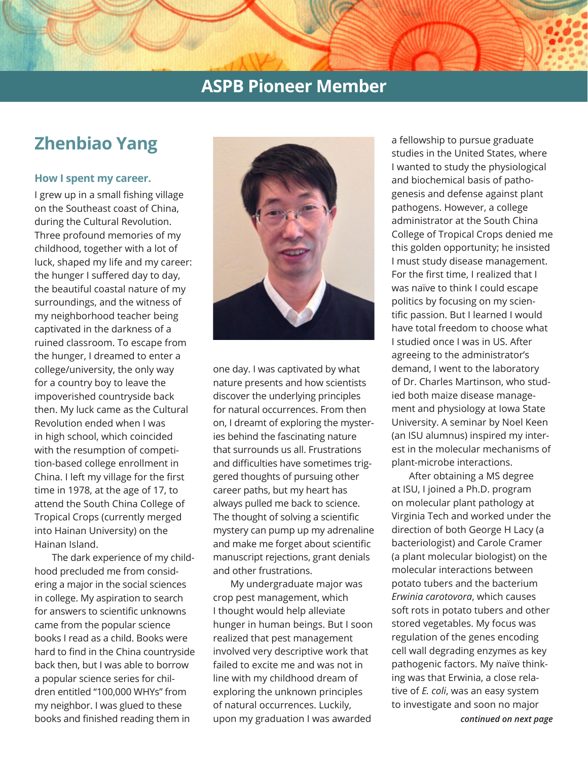## ASPB Pioneer Member

# Zhenbiao Yang

### How I spent my career.

I grew up in a small fishing village on the Southeast coast of China, during the Cultural Revolution. Three profound memories of my childhood, together with a lot of luck, shaped my life and my career: the hunger I suffered day to day, the beautiful coastal nature of my surroundings, and the witness of my neighborhood teacher being captivated in the darkness of a ruined classroom. To escape from the hunger, I dreamed to enter a college/university, the only way for a country boy to leave the impoverished countryside back then. My luck came as the Cultural Revolution ended when I was in high school, which coincided with the resumption of competition-based college enrollment in China. I left my village for the first time in 1978, at the age of 17, to attend the South China College of Tropical Crops (currently merged into Hainan University) on the Hainan Island.

The dark experience of my childhood precluded me from considering a major in the social sciences in college. My aspiration to search for answers to scientific unknowns came from the popular science books I read as a child. Books were hard to find in the China countryside back then, but I was able to borrow a popular science series for children entitled "100,000 WHYs" from my neighbor. I was glued to these books and finished reading them in one day. I was captivated by what nature presents and how scientists discover the underlying principles for natural occurrences. From then on, I dreamt of exploring the mysteries behind the fascinating nature that surrounds us all. Frustrations and difficulties have sometimes triggered thoughts of pursuing other career paths, but my heart has always pulled me back to science. The thought of solving a scientific mystery can pump up my adrenaline and make me forget about scientific manuscript rejections, grant denials and other frustrations.

My undergraduate major was crop pest management, which I thought would help alleviate hunger in human beings. But I soon realized that pest management involved very descriptive work that failed to excite me and was not in line with my childhood dream of exploring the unknown principles of natural occurrences. Luckily, upon my graduation I was awarded a fellowship to pursue graduate studies in the United States, where I wanted to study the physiological and biochemical basis of pathogenesis and defense against plant pathogens. However, a college administrator at the South China College of Tropical Crops denied me this golden opportunity; he insisted I must study disease management. For the first time, I realized that I was naïve to think I could escape politics by focusing on my scientific passion. But I learned I would have total freedom to choose what I studied once I was in US. After agreeing to the administrator's demand, I went to the laboratory of Dr. Charles Martinson, who studied both maize disease management and physiology at Iowa State University. A seminar by Noel Keen (an ISU alumnus) inspired my interest in the molecular mechanisms of plant-microbe interactions.

After obtaining a MS degree at ISU, I joined a Ph.D. program on molecular plant pathology at Virginia Tech and worked under the direction of both George H Lacy (a bacteriologist) and Carole Cramer (a plant molecular biologist) on the molecular interactions between potato tubers and the bacterium *Erwinia carotovora*, which causes soft rots in potato tubers and other stored vegetables. My focus was regulation of the genes encoding cell wall degrading enzymes as key pathogenic factors. My naïve thinking was that Erwinia, a close relative of *E. coli*, was an easy system to investigate and soon no major

***continued on next page***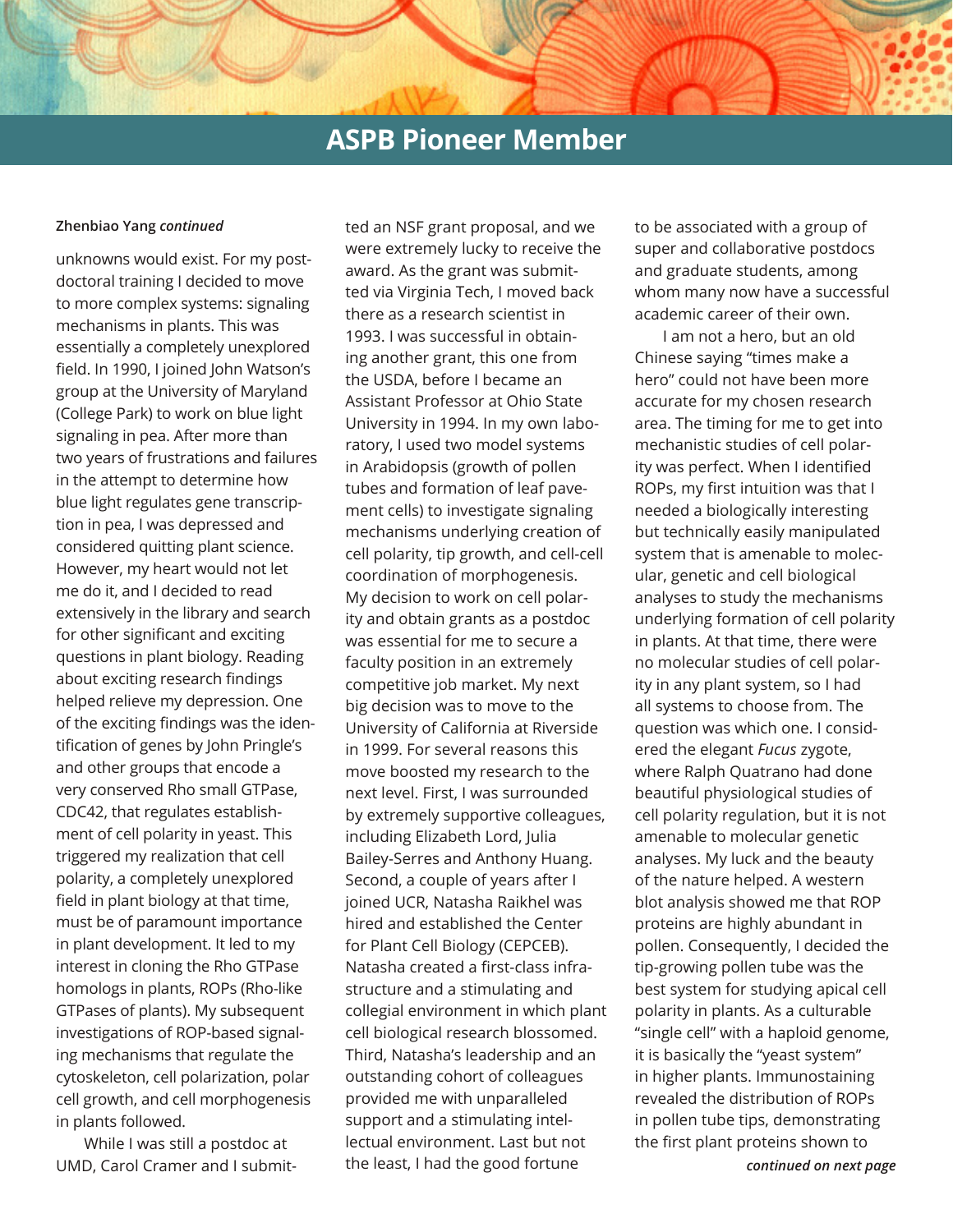## ASPB Pioneer Member

**Zhenbiao Yang** *continued*

unknowns would exist. For my postdoctoral training I decided to move to more complex systems: signaling mechanisms in plants. This was essentially a completely unexplored field. In 1990, I joined John Watson's group at the University of Maryland (College Park) to work on blue light signaling in pea. After more than two years of frustrations and failures in the attempt to determine how blue light regulates gene transcription in pea, I was depressed and considered quitting plant science. However, my heart would not let me do it, and I decided to read extensively in the library and search for other significant and exciting questions in plant biology. Reading about exciting research findings helped relieve my depression. One of the exciting findings was the identification of genes by John Pringle's and other groups that encode a very conserved Rho small GTPase, CDC42, that regulates establishment of cell polarity in yeast. This triggered my realization that cell polarity, a completely unexplored field in plant biology at that time, must be of paramount importance in plant development. It led to my interest in cloning the Rho GTPase homologs in plants, ROPs (Rho-like GTPases of plants). My subsequent investigations of ROP-based signaling mechanisms that regulate the cytoskeleton, cell polarization, polar cell growth, and cell morphogenesis in plants followed.

While I was still a postdoc at UMD, Carol Cramer and I submitted an NSF grant proposal, and we were extremely lucky to receive the award. As the grant was submitted via Virginia Tech, I moved back there as a research scientist in 1993. I was successful in obtaining another grant, this one from the USDA, before I became an Assistant Professor at Ohio State University in 1994. In my own laboratory, I used two model systems in Arabidopsis (growth of pollen tubes and formation of leaf pavement cells) to investigate signaling mechanisms underlying creation of cell polarity, tip growth, and cell-cell coordination of morphogenesis. My decision to work on cell polarity and obtain grants as a postdoc was essential for me to secure a faculty position in an extremely competitive job market. My next big decision was to move to the University of California at Riverside in 1999. For several reasons this move boosted my research to the next level. First, I was surrounded by extremely supportive colleagues, including Elizabeth Lord, Julia Bailey-Serres and Anthony Huang. Second, a couple of years after I joined UCR, Natasha Raikhel was hired and established the Center for Plant Cell Biology (CEPCEB). Natasha created a first-class infrastructure and a stimulating and collegial environment in which plant cell biological research blossomed. Third, Natasha's leadership and an outstanding cohort of colleagues provided me with unparalleled support and a stimulating intellectual environment. Last but not the least, I had the good fortune to be associated with a group of super and collaborative postdocs and graduate students, among whom many now have a successful academic career of their own.

I am not a hero, but an old Chinese saying "times make a hero" could not have been more accurate for my chosen research area. The timing for me to get into mechanistic studies of cell polarity was perfect. When I identified ROPs, my first intuition was that I needed a biologically interesting but technically easily manipulated system that is amenable to molecular, genetic and cell biological analyses to study the mechanisms underlying formation of cell polarity in plants. At that time, there were no molecular studies of cell polarity in any plant system, so I had all systems to choose from. The question was which one. I considered the elegant *Fucus* zygote, where Ralph Quatrano had done beautiful physiological studies of cell polarity regulation, but it is not amenable to molecular genetic analyses. My luck and the beauty of the nature helped. A western blot analysis showed me that ROP proteins are highly abundant in pollen. Consequently, I decided the tip-growing pollen tube was the best system for studying apical cell polarity in plants. As a culturable "single cell" with a haploid genome, it is basically the "yeast system" in higher plants. Immunostaining revealed the distribution of ROPs in pollen tube tips, demonstrating the first plant proteins shown to

***continued on next page***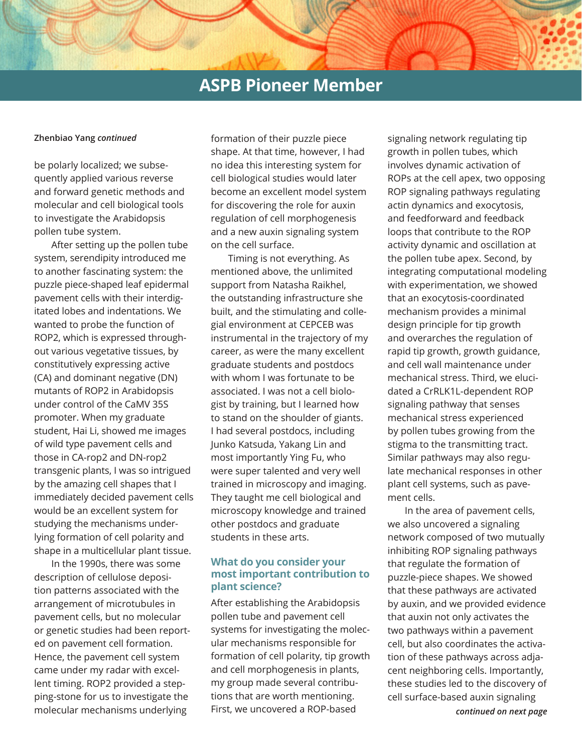## ASPB Pioneer Member

**Zhenbiao Yang** *continued*

be polarly localized; we subsequently applied various reverse and forward genetic methods and molecular and cell biological tools to investigate the Arabidopsis pollen tube system.

After setting up the pollen tube system, serendipity introduced me to another fascinating system: the puzzle piece-shaped leaf epidermal pavement cells with their interdigitated lobes and indentations. We wanted to probe the function of ROP2, which is expressed throughout various vegetative tissues, by constitutively expressing active (CA) and dominant negative (DN) mutants of ROP2 in Arabidopsis under control of the CaMV 35S promoter. When my graduate student, Hai Li, showed me images of wild type pavement cells and those in CA-rop2 and DN-rop2 transgenic plants, I was so intrigued by the amazing cell shapes that I immediately decided pavement cells would be an excellent system for studying the mechanisms underlying formation of cell polarity and shape in a multicellular plant tissue.

In the 1990s, there was some description of cellulose deposition patterns associated with the arrangement of microtubules in pavement cells, but no molecular or genetic studies had been reported on pavement cell formation. Hence, the pavement cell system came under my radar with excellent timing. ROP2 provided a stepping-stone for us to investigate the molecular mechanisms underlying formation of their puzzle piece shape. At that time, however, I had no idea this interesting system for cell biological studies would later become an excellent model system for discovering the role for auxin regulation of cell morphogenesis and a new auxin signaling system on the cell surface.

Timing is not everything. As mentioned above, the unlimited support from Natasha Raikhel, the outstanding infrastructure she built, and the stimulating and collegial environment at CEPCEB was instrumental in the trajectory of my career, as were the many excellent graduate students and postdocs with whom I was fortunate to be associated. I was not a cell biologist by training, but I learned how to stand on the shoulder of giants. I had several postdocs, including Junko Katsuda, Yakang Lin and most importantly Ying Fu, who were super talented and very well trained in microscopy and imaging. They taught me cell biological and microscopy knowledge and trained other postdocs and graduate students in these arts.

### What do you consider your most important contribution to plant science?

After establishing the Arabidopsis pollen tube and pavement cell systems for investigating the molecular mechanisms responsible for formation of cell polarity, tip growth and cell morphogenesis in plants, my group made several contributions that are worth mentioning. First, we uncovered a ROP-based signaling network regulating tip growth in pollen tubes, which involves dynamic activation of ROPs at the cell apex, two opposing ROP signaling pathways regulating actin dynamics and exocytosis, and feedforward and feedback loops that contribute to the ROP activity dynamic and oscillation at the pollen tube apex. Second, by integrating computational modeling with experimentation, we showed that an exocytosis-coordinated mechanism provides a minimal design principle for tip growth and overarches the regulation of rapid tip growth, growth guidance, and cell wall maintenance under mechanical stress. Third, we elucidated a CrRLK1L-dependent ROP signaling pathway that senses mechanical stress experienced by pollen tubes growing from the stigma to the transmitting tract. Similar pathways may also regulate mechanical responses in other plant cell systems, such as pavement cells.

In the area of pavement cells, we also uncovered a signaling network composed of two mutually inhibiting ROP signaling pathways that regulate the formation of puzzle-piece shapes. We showed that these pathways are activated by auxin, and we provided evidence that auxin not only activates the two pathways within a pavement cell, but also coordinates the activation of these pathways across adjacent neighboring cells. Importantly, these studies led to the discovery of cell surface-based auxin signaling

*continued on next page*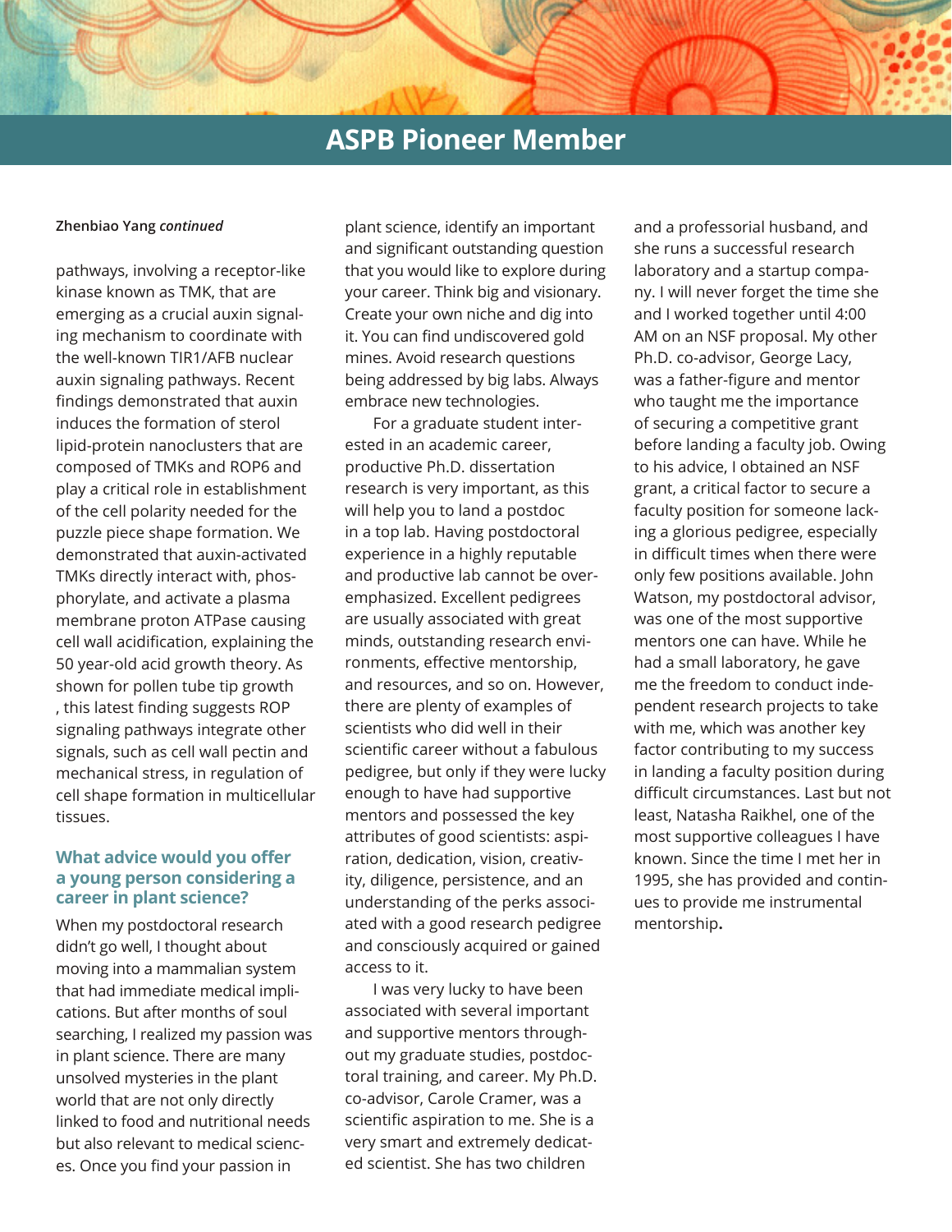# ASPB Pioneer Member

**Zhenbiao Yang** *continued*

pathways, involving a receptor-like kinase known as TMK, that are emerging as a crucial auxin signaling mechanism to coordinate with the well-known TIR1/AFB nuclear auxin signaling pathways. Recent findings demonstrated that auxin induces the formation of sterol lipid-protein nanoclusters that are composed of TMKs and ROP6 and play a critical role in establishment of the cell polarity needed for the puzzle piece shape formation. We demonstrated that auxin-activated TMKs directly interact with, phosphorylate, and activate a plasma membrane proton ATPase causing cell wall acidification, explaining the 50 year-old acid growth theory. As shown for pollen tube tip growth , this latest finding suggests ROP signaling pathways integrate other signals, such as cell wall pectin and mechanical stress, in regulation of cell shape formation in multicellular tissues.

## What advice would you offer a young person considering a career in plant science?

When my postdoctoral research didn't go well, I thought about moving into a mammalian system that had immediate medical implications. But after months of soul searching, I realized my passion was in plant science. There are many unsolved mysteries in the plant world that are not only directly linked to food and nutritional needs but also relevant to medical sciences. Once you find your passion in plant science, identify an important and significant outstanding question that you would like to explore during your career. Think big and visionary. Create your own niche and dig into it. You can find undiscovered gold mines. Avoid research questions being addressed by big labs. Always embrace new technologies.

For a graduate student interested in an academic career, productive Ph.D. dissertation research is very important, as this will help you to land a postdoc in a top lab. Having postdoctoral experience in a highly reputable and productive lab cannot be overemphasized. Excellent pedigrees are usually associated with great minds, outstanding research environments, effective mentorship, and resources, and so on. However, there are plenty of examples of scientists who did well in their scientific career without a fabulous pedigree, but only if they were lucky enough to have had supportive mentors and possessed the key attributes of good scientists: aspiration, dedication, vision, creativity, diligence, persistence, and an understanding of the perks associated with a good research pedigree and consciously acquired or gained access to it.

I was very lucky to have been associated with several important and supportive mentors throughout my graduate studies, postdoctoral training, and career. My Ph.D. co-advisor, Carole Cramer, was a scientific aspiration to me. She is a very smart and extremely dedicated scientist. She has two children and a professorial husband, and she runs a successful research laboratory and a startup company. I will never forget the time she and I worked together until 4:00 AM on an NSF proposal. My other Ph.D. co-advisor, George Lacy, was a father-figure and mentor who taught me the importance of securing a competitive grant before landing a faculty job. Owing to his advice, I obtained an NSF grant, a critical factor to secure a faculty position for someone lacking a glorious pedigree, especially in difficult times when there were only few positions available. John Watson, my postdoctoral advisor, was one of the most supportive mentors one can have. While he had a small laboratory, he gave me the freedom to conduct independent research projects to take with me, which was another key factor contributing to my success in landing a faculty position during difficult circumstances. Last but not least, Natasha Raikhel, one of the most supportive colleagues I have known. Since the time I met her in 1995, she has provided and continues to provide me instrumental mentorship**.**